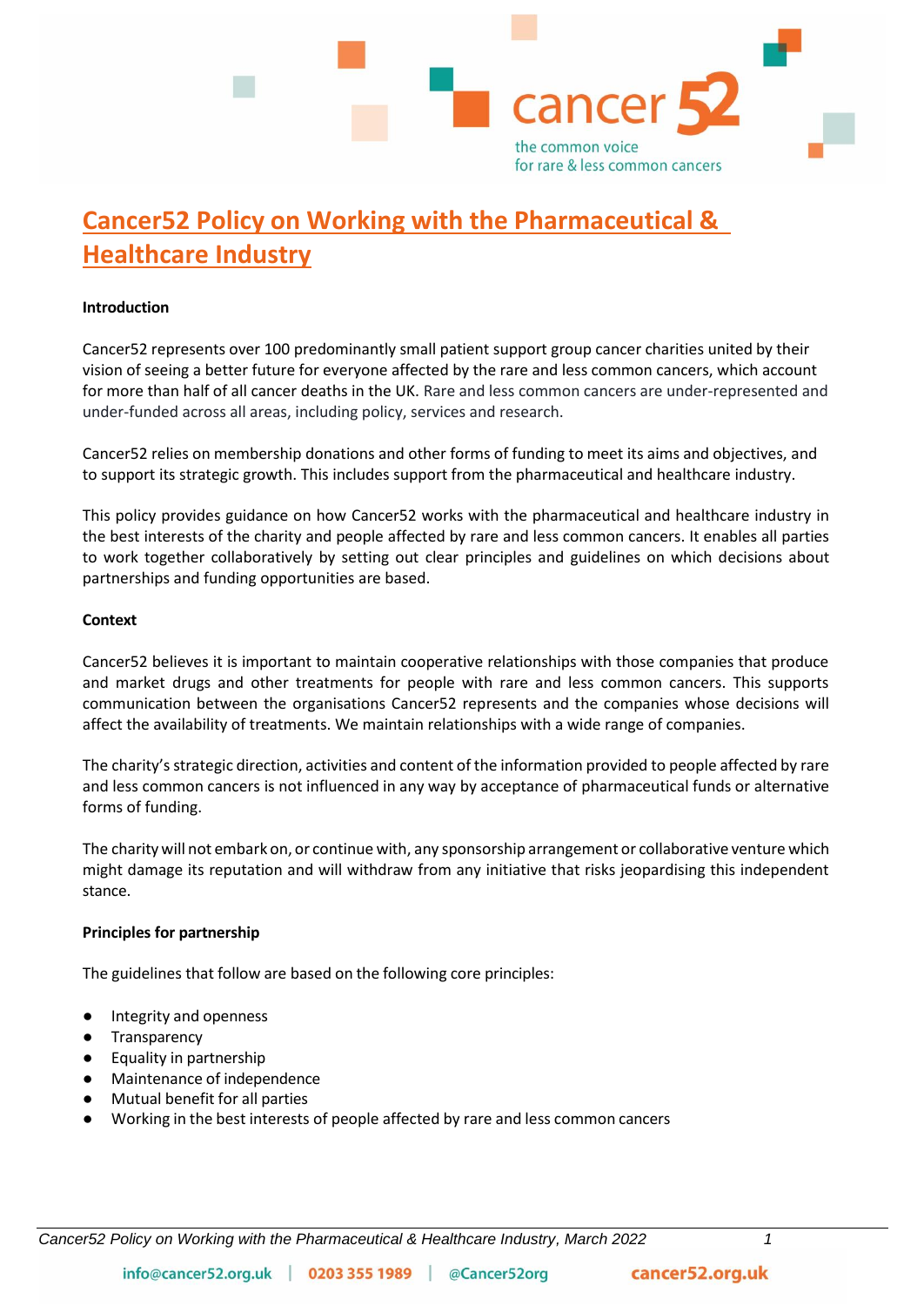# Cancer52 Policy on Working with the Pharmaceutical & Healthcare Industry

**Introduction**

Cancer52 represents over 100 predominantly small patient support group cancer charities united by their vision of seeing a better future for everyone affected by the rare and less common cancers, which account for more than half of all cancer deaths in the UK. Rare and less common cancers are under-represented and under-funded across all areas, including policy, services and research.

Cancer52 relies on membership donations and other forms of funding to meet its aims and objectives, and to support its strategic growth. This includes support from the pharmaceutical and healthcare industry.

This policy provides guidance on how Cancer52 works with the pharmaceutical and healthcare industry in the best interests of the charity and people affected by rare and less common cancers. It enables all parties to work together collaboratively by setting out clear principles and guidelines on which decisions about partnerships and funding opportunities are based.

**Context**

Cancer52 believes it is important to maintain cooperative relationships with those companies that produce and market drugs and other treatments for people with rare and less common cancers. This supports communication between the organisations Cancer52 represents and the companies whose decisions will affect the availability of treatments. We maintain relationships with a wide range of companies.

The charity's strategic direction, activities and content of the information provided to people affected by rare and less common cancers is not influenced in any way by acceptance of pharmaceutical funds or alternative forms of funding.

The charity will not embark on, or continue with, any sponsorship arrangement or collaborative venture which might damage its reputation and will withdraw from any initiative that risks jeopardising this independent stance.

**Principles for partnership**

The guidelines that follow are based on the following core principles:

- Integrity and openness
- Transparency
- Equality in partnership
- Maintenance of independence
- Mutual benefit for all parties
- Working in the best interests of people affected by rare and less common cancers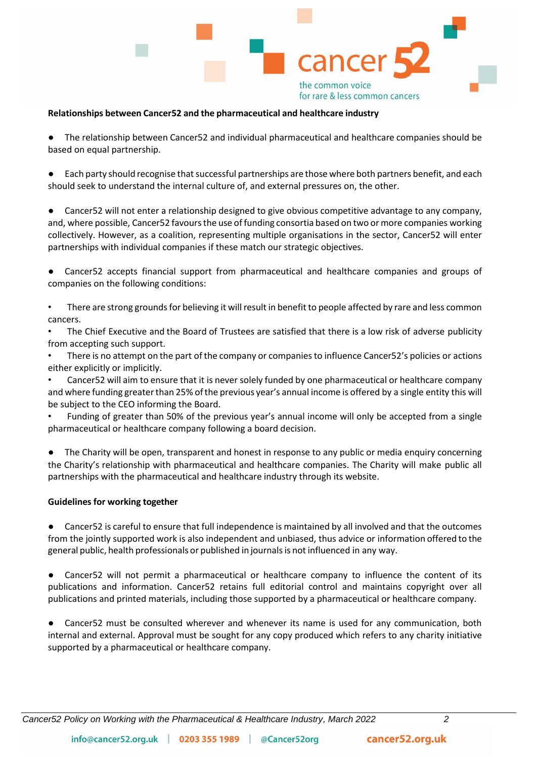**Relationships between Cancer52 and the pharmaceutical and healthcare industry**

- The relationship between Cancer52 and individual pharmaceutical and healthcare companies should be based on equal partnership.

- Each party should recognise that successful partnerships are those where both partners benefit, and each should seek to understand the internal culture of, and external pressures on, the other.

- Cancer52 will not enter a relationship designed to give obvious competitive advantage to any company, and, where possible, Cancer52 favours the use of funding consortia based on two or more companies working collectively. However, as a coalition, representing multiple organisations in the sector, Cancer52 will enter partnerships with individual companies if these match our strategic objectives.

- Cancer52 accepts financial support from pharmaceutical and healthcare companies and groups of companies on the following conditions:

  - There are strong grounds for believing it will result in benefit to people affected by rare and less common cancers.
  - The Chief Executive and the Board of Trustees are satisfied that there is a low risk of adverse publicity from accepting such support.
  - There is no attempt on the part of the company or companies to influence Cancer52's policies or actions either explicitly or implicitly.
  - Cancer52 will aim to ensure that it is never solely funded by one pharmaceutical or healthcare company and where funding greater than 25% of the previous year's annual income is offered by a single entity this will be subject to the CEO informing the Board.
  - Funding of greater than 50% of the previous year's annual income will only be accepted from a single pharmaceutical or healthcare company following a board decision.

- The Charity will be open, transparent and honest in response to any public or media enquiry concerning the Charity's relationship with pharmaceutical and healthcare companies. The Charity will make public all partnerships with the pharmaceutical and healthcare industry through its website.

**Guidelines for working together**

- Cancer52 is careful to ensure that full independence is maintained by all involved and that the outcomes from the jointly supported work is also independent and unbiased, thus advice or information offered to the general public, health professionals or published in journals is not influenced in any way.

- Cancer52 will not permit a pharmaceutical or healthcare company to influence the content of its publications and information. Cancer52 retains full editorial control and maintains copyright over all publications and printed materials, including those supported by a pharmaceutical or healthcare company.

- Cancer52 must be consulted wherever and whenever its name is used for any communication, both internal and external. Approval must be sought for any copy produced which refers to any charity initiative supported by a pharmaceutical or healthcare company.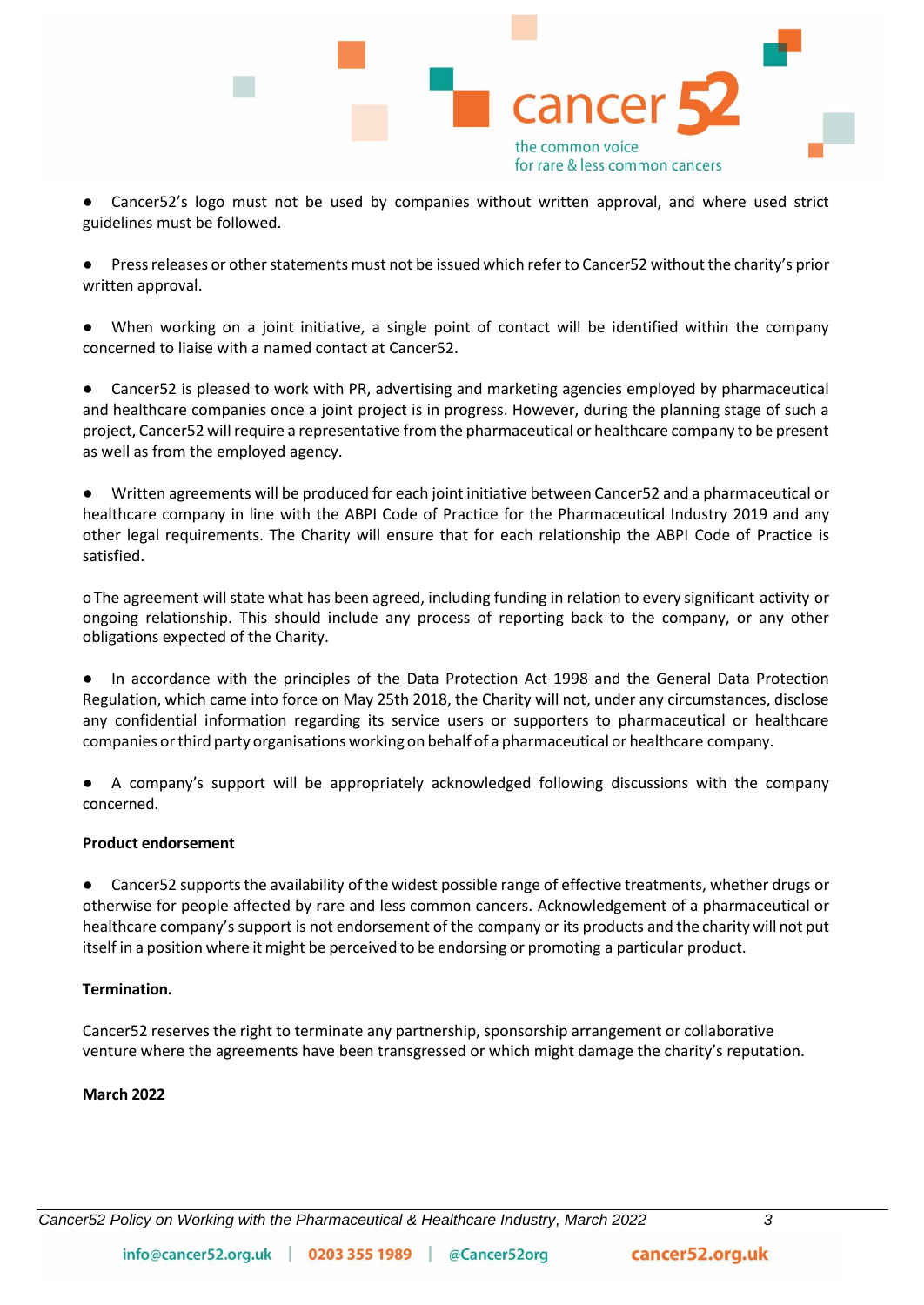- Cancer52's logo must not be used by companies without written approval, and where used strict guidelines must be followed.

- Press releases or other statements must not be issued which refer to Cancer52 without the charity's prior written approval.

- When working on a joint initiative, a single point of contact will be identified within the company concerned to liaise with a named contact at Cancer52.

- Cancer52 is pleased to work with PR, advertising and marketing agencies employed by pharmaceutical and healthcare companies once a joint project is in progress. However, during the planning stage of such a project, Cancer52 will require a representative from the pharmaceutical or healthcare company to be present as well as from the employed agency.

- Written agreements will be produced for each joint initiative between Cancer52 and a pharmaceutical or healthcare company in line with the ABPI Code of Practice for the Pharmaceutical Industry 2019 and any other legal requirements. The Charity will ensure that for each relationship the ABPI Code of Practice is satisfied.

  - The agreement will state what has been agreed, including funding in relation to every significant activity or ongoing relationship. This should include any process of reporting back to the company, or any other obligations expected of the Charity.

- In accordance with the principles of the Data Protection Act 1998 and the General Data Protection Regulation, which came into force on May 25th 2018, the Charity will not, under any circumstances, disclose any confidential information regarding its service users or supporters to pharmaceutical or healthcare companies or third party organisations working on behalf of a pharmaceutical or healthcare company.

- A company's support will be appropriately acknowledged following discussions with the company concerned.

**Product endorsement**

- Cancer52 supports the availability of the widest possible range of effective treatments, whether drugs or otherwise for people affected by rare and less common cancers. Acknowledgement of a pharmaceutical or healthcare company's support is not endorsement of the company or its products and the charity will not put itself in a position where it might be perceived to be endorsing or promoting a particular product.

**Termination.**

Cancer52 reserves the right to terminate any partnership, sponsorship arrangement or collaborative venture where the agreements have been transgressed or which might damage the charity's reputation.

**March 2022**